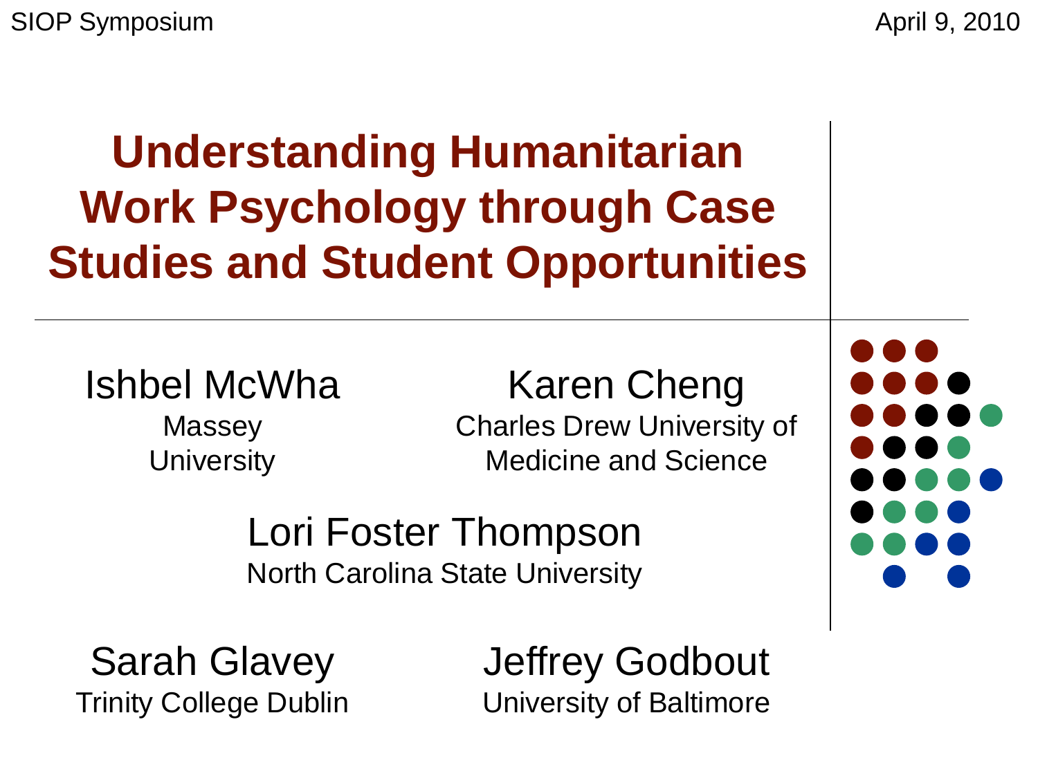SIOP Symposium

April 9, 2010

# Understanding Humanitarian Work Psychology through Case Studies and Student Opportunities

Ishbel McWha
Massey University

Karen Cheng
Charles Drew University of Medicine and Science

Lori Foster Thompson
North Carolina State University

Sarah Glavey
Trinity College Dublin

Jeffrey Godbout
University of Baltimore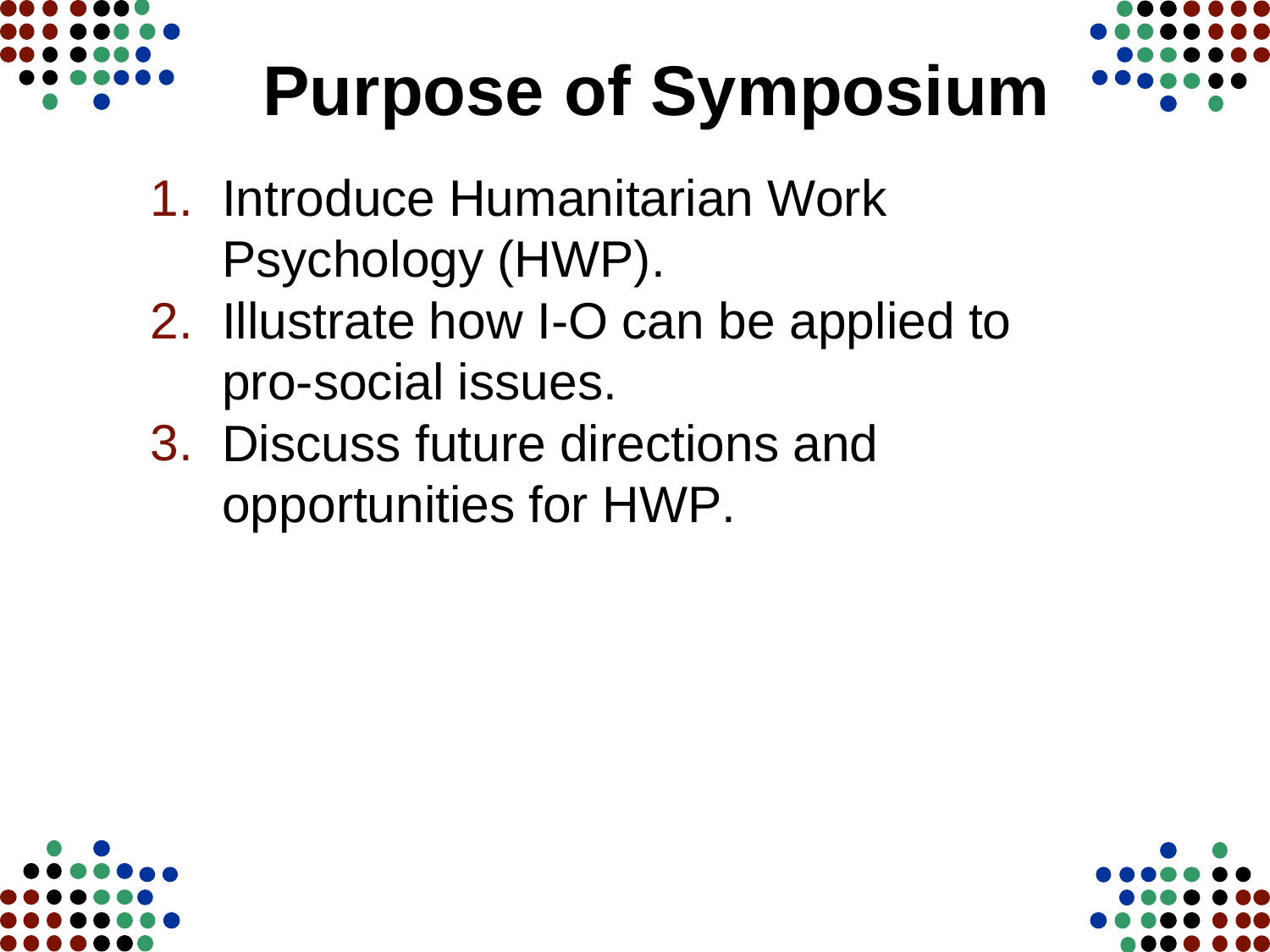# Purpose of Symposium

1. Introduce Humanitarian Work Psychology (HWP).
2. Illustrate how I-O can be applied to pro-social issues.
3. Discuss future directions and opportunities for HWP.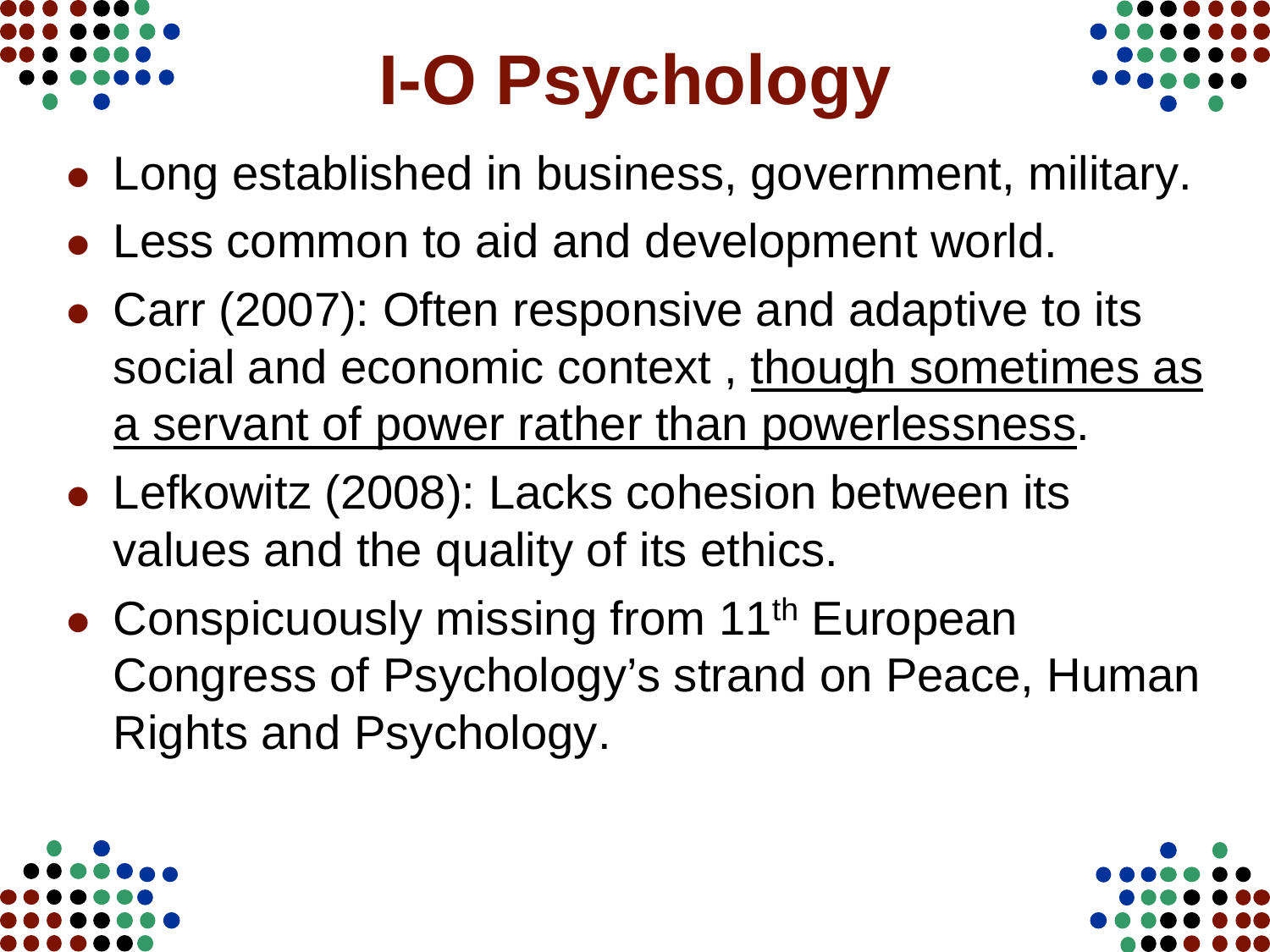# I-O Psychology

- Long established in business, government, military.
- Less common to aid and development world.
- Carr (2007): Often responsive and adaptive to its social and economic context , <u>though sometimes as a servant of power rather than powerlessness</u>.
- Lefkowitz (2008): Lacks cohesion between its values and the quality of its ethics.
- Conspicuously missing from 11th European Congress of Psychology's strand on Peace, Human Rights and Psychology.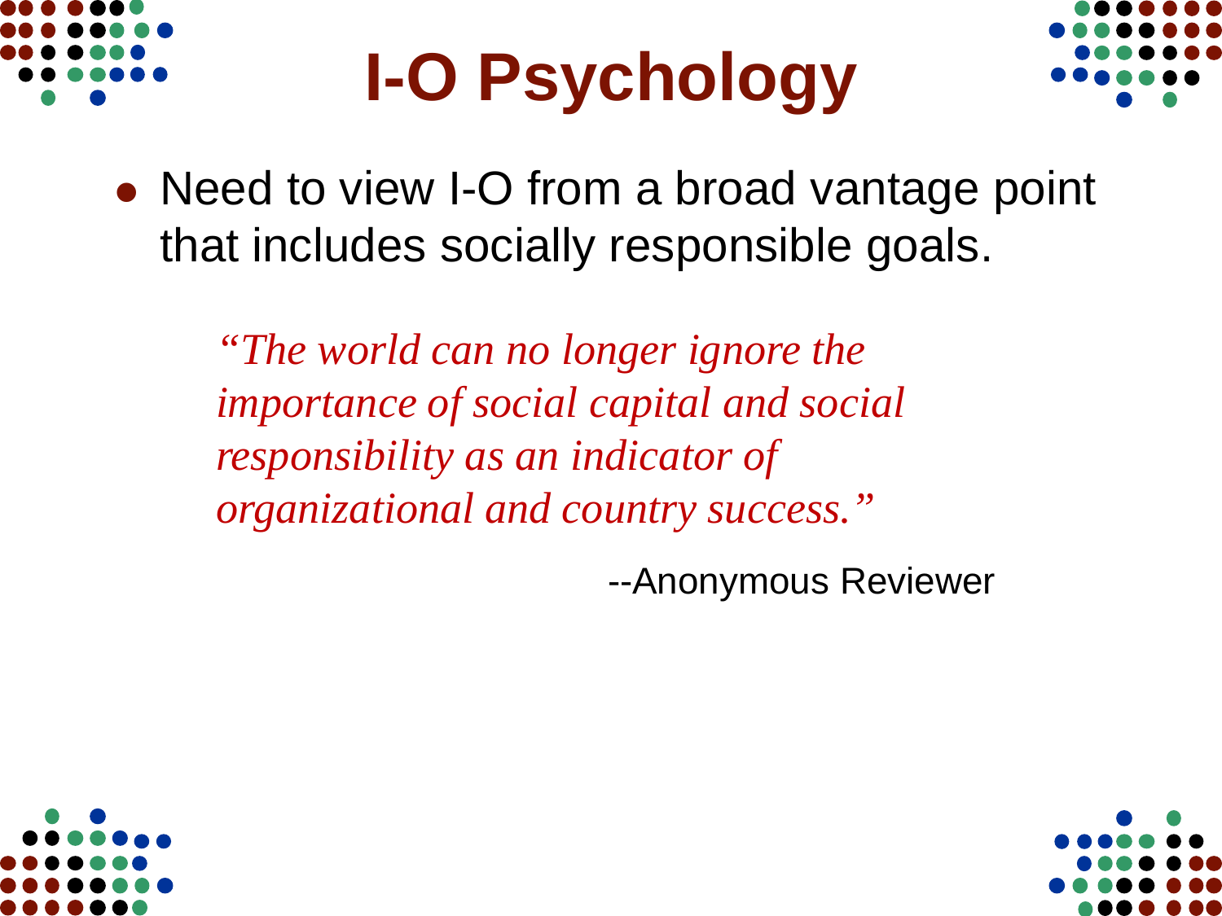# I-O Psychology

- Need to view I-O from a broad vantage point that includes socially responsible goals.

> *"The world can no longer ignore the importance of social capital and social responsibility as an indicator of organizational and country success."*
>
> --Anonymous Reviewer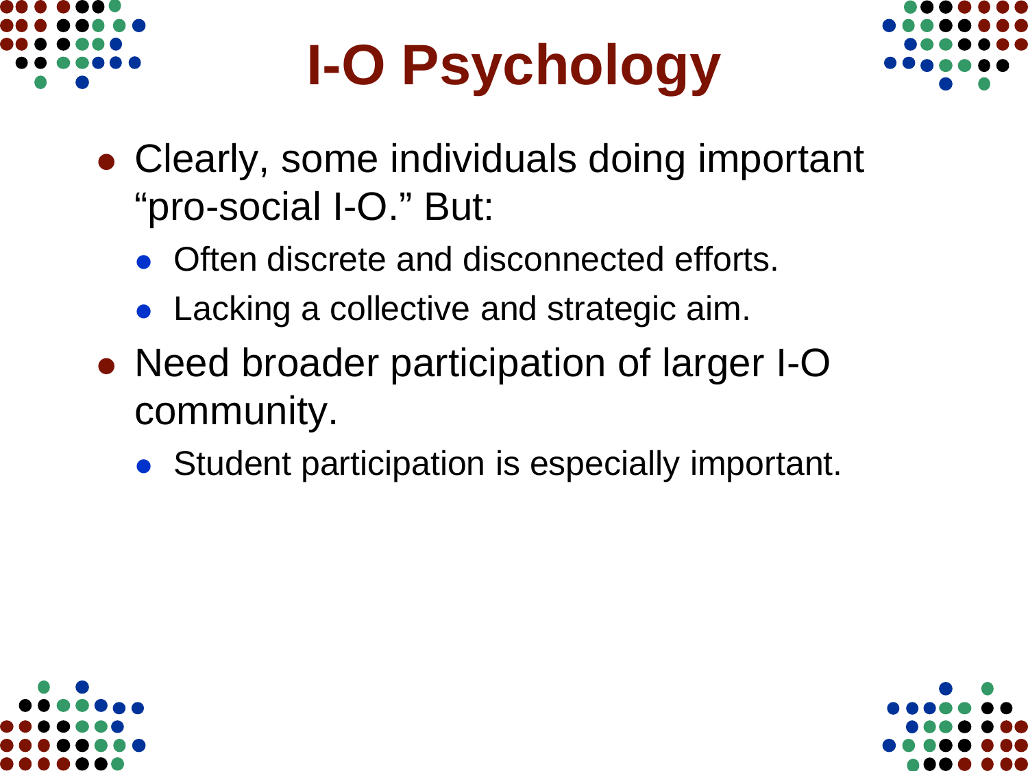# I-O Psychology

- Clearly, some individuals doing important “pro-social I-O.” But:
  - Often discrete and disconnected efforts.
  - Lacking a collective and strategic aim.
- Need broader participation of larger I-O community.
  - Student participation is especially important.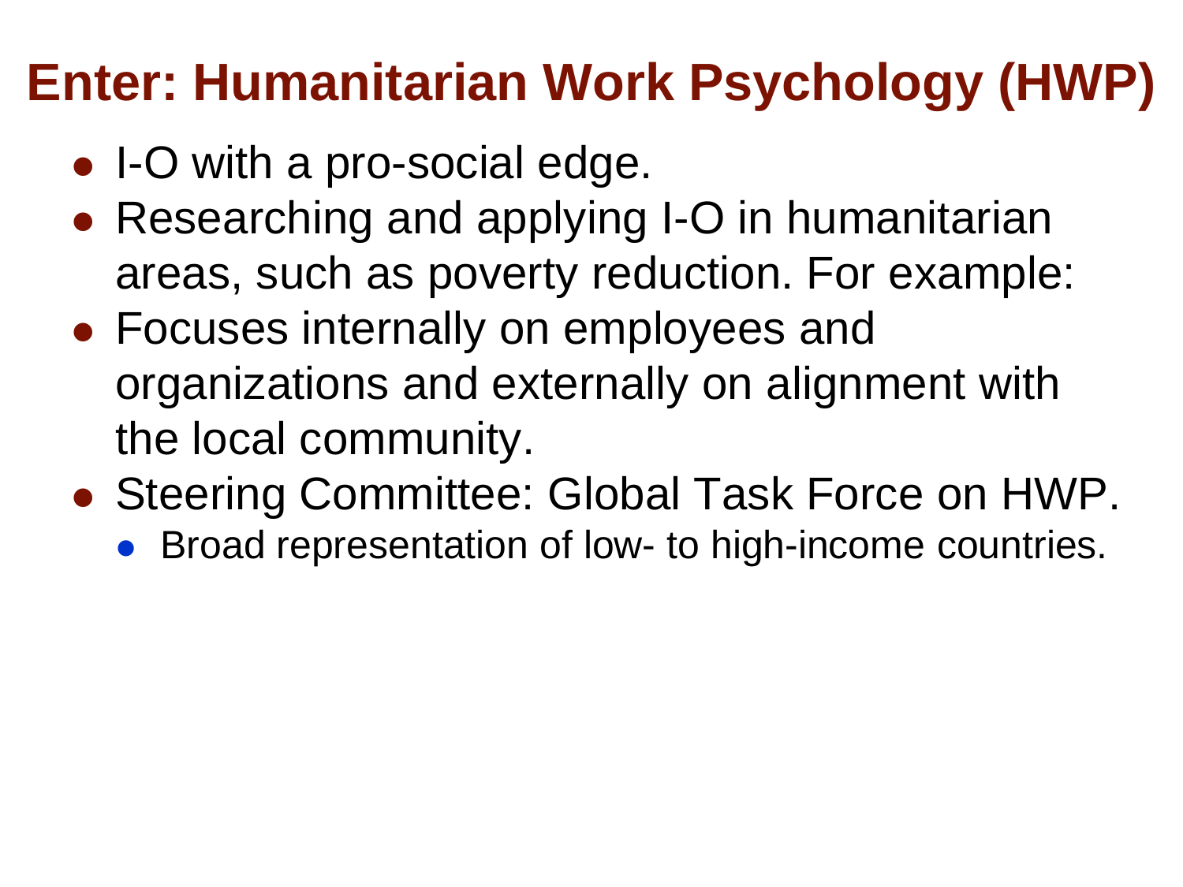# Enter: Humanitarian Work Psychology (HWP)

- I-O with a pro-social edge.
- Researching and applying I-O in humanitarian areas, such as poverty reduction. For example:
- Focuses internally on employees and organizations and externally on alignment with the local community.
- Steering Committee: Global Task Force on HWP.
  - Broad representation of low- to high-income countries.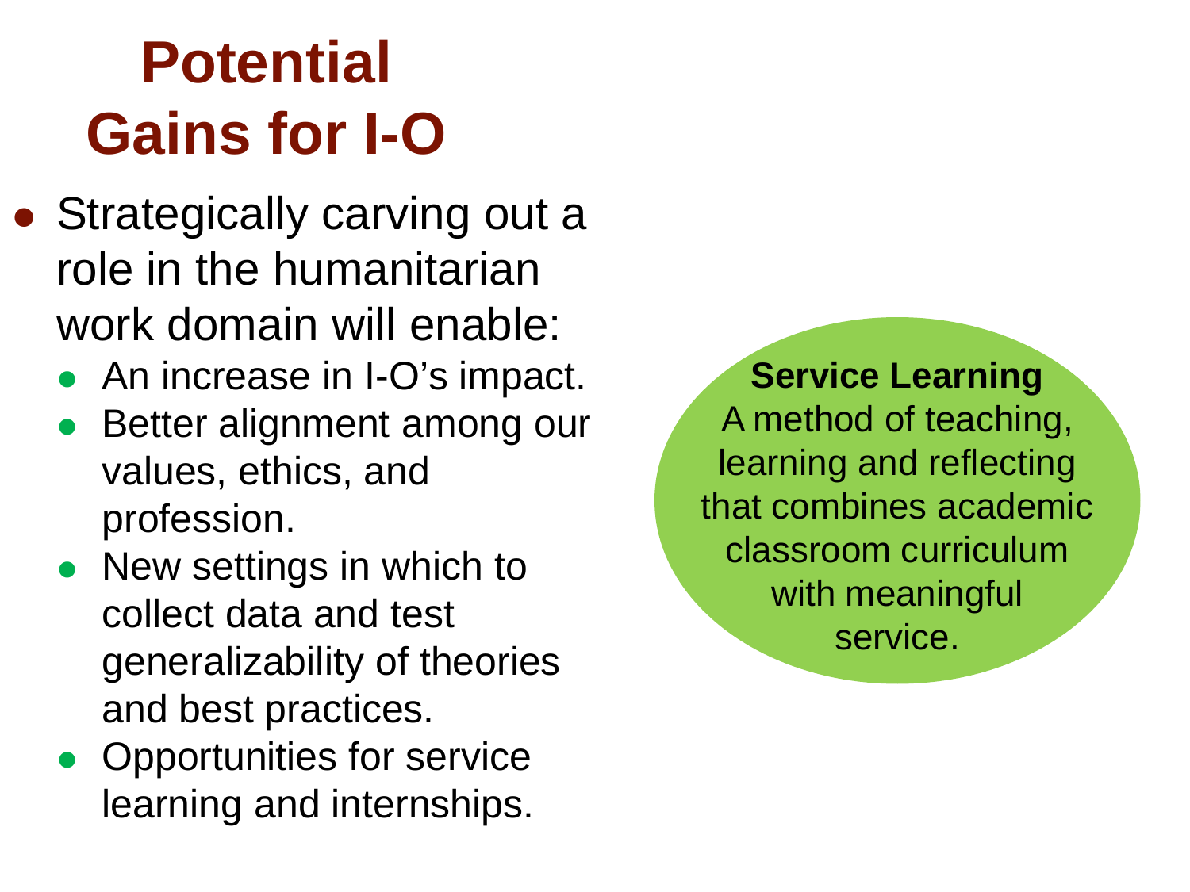# Potential Gains for I-O

- Strategically carving out a role in the humanitarian work domain will enable:
  - An increase in I-O's impact.
  - Better alignment among our values, ethics, and profession.
  - New settings in which to collect data and test generalizability of theories and best practices.
  - Opportunities for service learning and internships.

**Service Learning**
A method of teaching, learning and reflecting that combines academic classroom curriculum with meaningful service.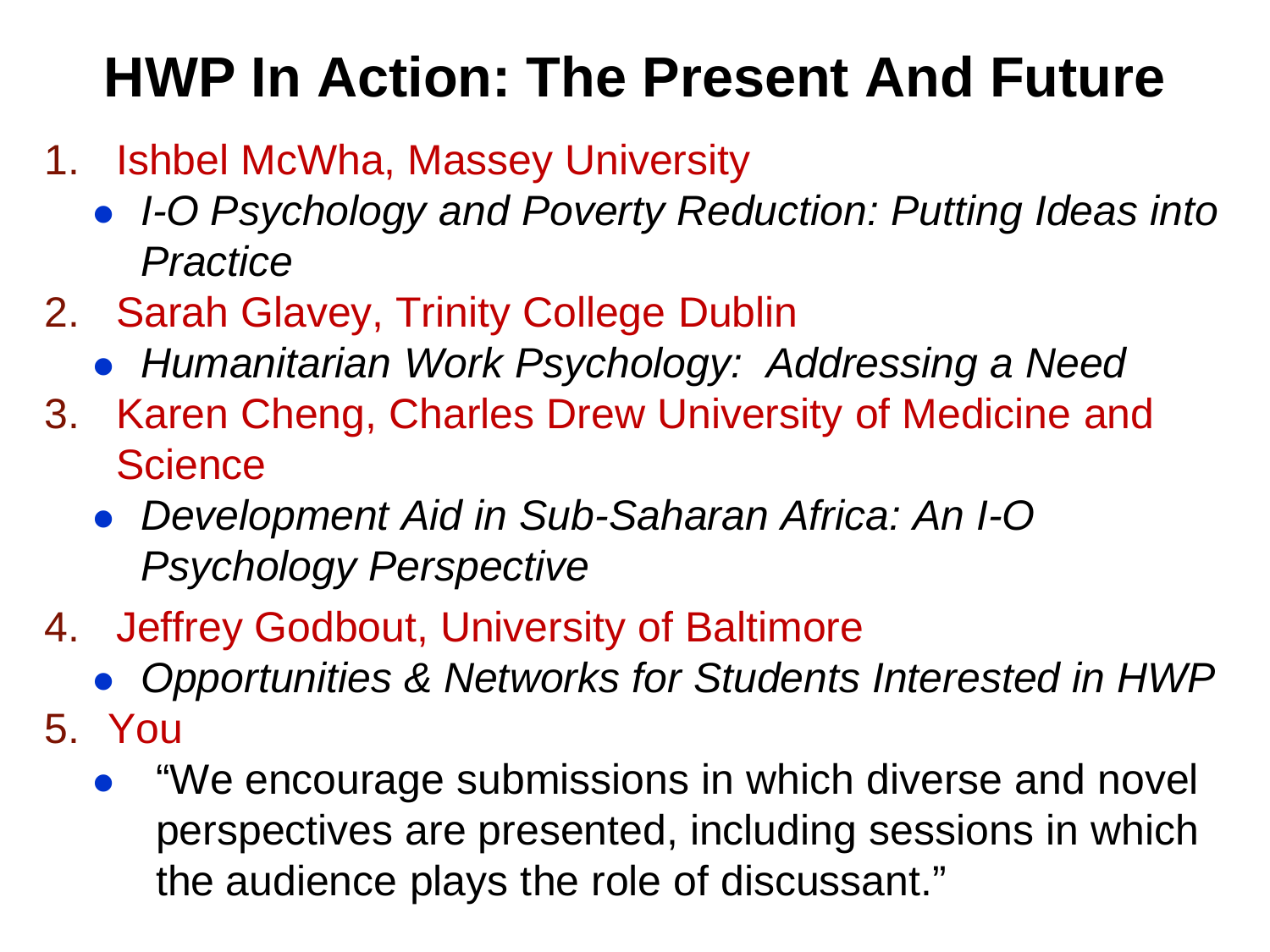# HWP In Action: The Present And Future

1. Ishbel McWha, Massey University
   - *I-O Psychology and Poverty Reduction: Putting Ideas into Practice*
2. Sarah Glavey, Trinity College Dublin
   - *Humanitarian Work Psychology:  Addressing a Need*
3. Karen Cheng, Charles Drew University of Medicine and Science
   - *Development Aid in Sub-Saharan Africa: An I-O Psychology Perspective*
4. Jeffrey Godbout, University of Baltimore
   - *Opportunities & Networks for Students Interested in HWP*
5. You
   - "We encourage submissions in which diverse and novel perspectives are presented, including sessions in which the audience plays the role of discussant."